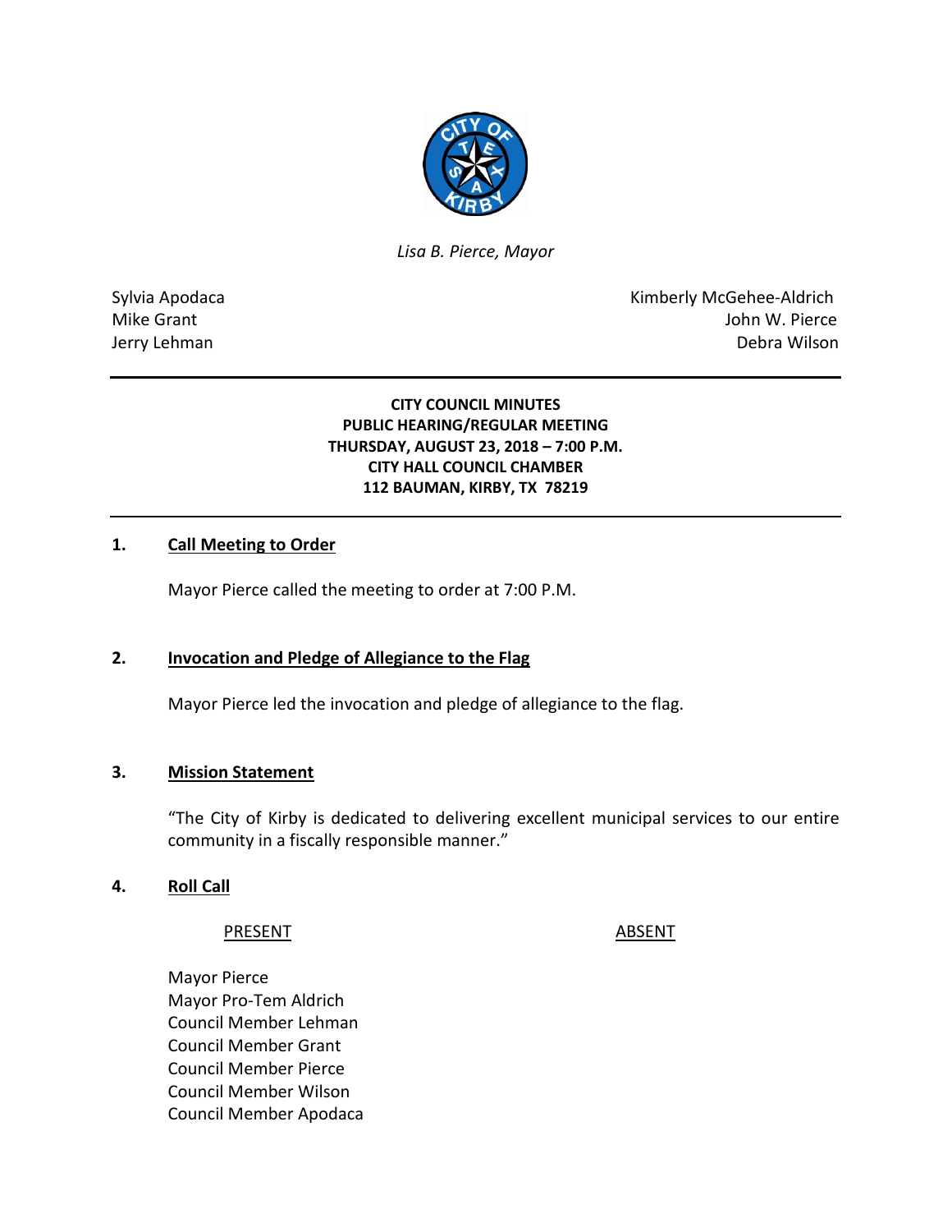*Lisa B. Pierce, Mayor*

Sylvia Apodaca
Mike Grant
Jerry Lehman

Kimberly McGehee-Aldrich
John W. Pierce
Debra Wilson

---

**CITY COUNCIL MINUTES**
**PUBLIC HEARING/REGULAR MEETING**
**THURSDAY, AUGUST 23, 2018 – 7:00 P.M.**
**CITY HALL COUNCIL CHAMBER**
**112 BAUMAN, KIRBY, TX 78219**

---

## 1. Call Meeting to Order

Mayor Pierce called the meeting to order at 7:00 P.M.

## 2. Invocation and Pledge of Allegiance to the Flag

Mayor Pierce led the invocation and pledge of allegiance to the flag.

## 3. Mission Statement

"The City of Kirby is dedicated to delivering excellent municipal services to our entire community in a fiscally responsible manner."

## 4. Roll Call

| PRESENT | ABSENT |
|---|---|
| Mayor Pierce | |
| Mayor Pro-Tem Aldrich | |
| Council Member Lehman | |
| Council Member Grant | |
| Council Member Pierce | |
| Council Member Wilson | |
| Council Member Apodaca | |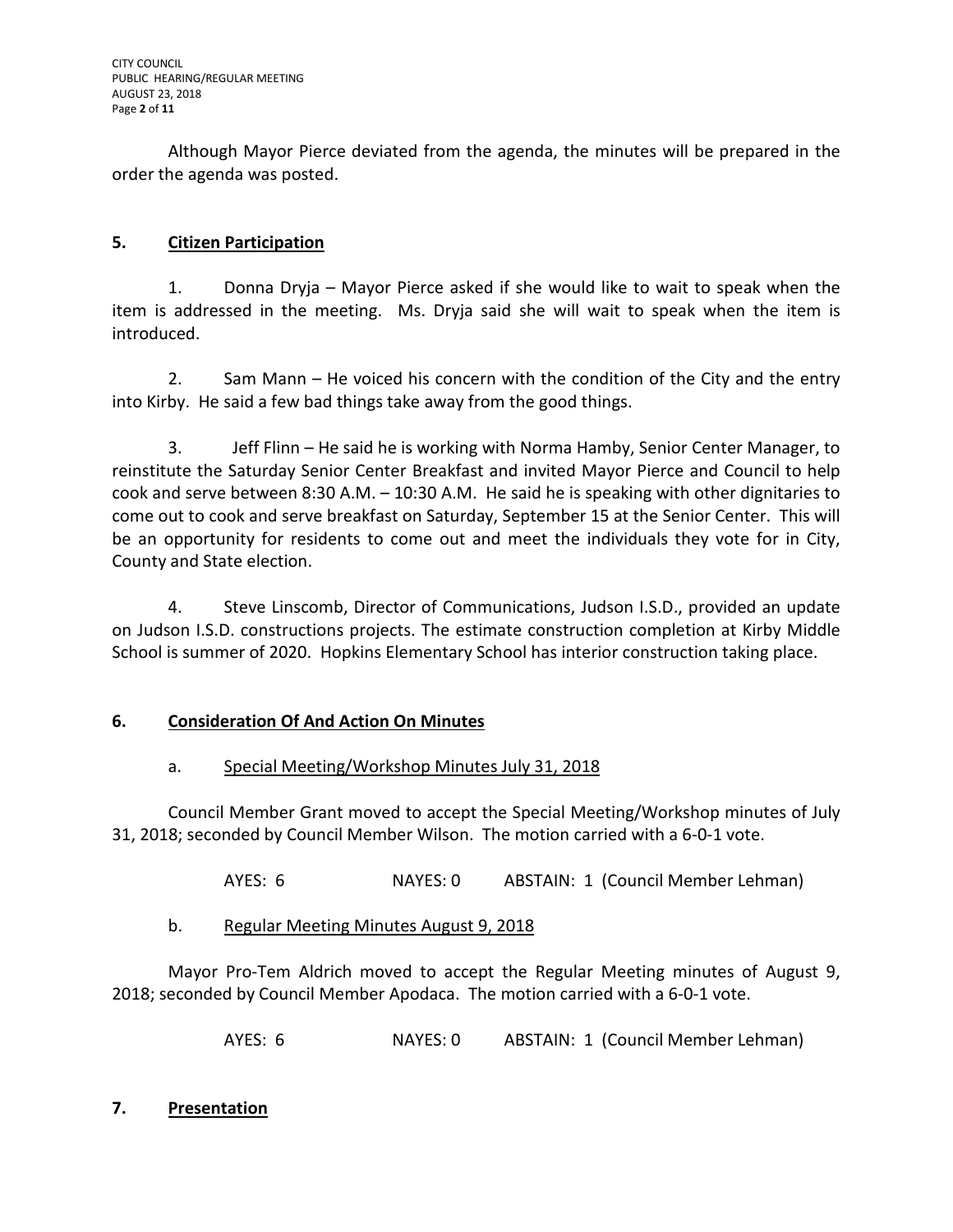Although Mayor Pierce deviated from the agenda, the minutes will be prepared in the order the agenda was posted.

## 5. Citizen Participation

1. Donna Dryja – Mayor Pierce asked if she would like to wait to speak when the item is addressed in the meeting. Ms. Dryja said she will wait to speak when the item is introduced.

2. Sam Mann – He voiced his concern with the condition of the City and the entry into Kirby. He said a few bad things take away from the good things.

3. Jeff Flinn – He said he is working with Norma Hamby, Senior Center Manager, to reinstitute the Saturday Senior Center Breakfast and invited Mayor Pierce and Council to help cook and serve between 8:30 A.M. – 10:30 A.M. He said he is speaking with other dignitaries to come out to cook and serve breakfast on Saturday, September 15 at the Senior Center. This will be an opportunity for residents to come out and meet the individuals they vote for in City, County and State election.

4. Steve Linscomb, Director of Communications, Judson I.S.D., provided an update on Judson I.S.D. constructions projects. The estimate construction completion at Kirby Middle School is summer of 2020. Hopkins Elementary School has interior construction taking place.

## 6. Consideration Of And Action On Minutes

### a. Special Meeting/Workshop Minutes July 31, 2018

Council Member Grant moved to accept the Special Meeting/Workshop minutes of July 31, 2018; seconded by Council Member Wilson. The motion carried with a 6-0-1 vote.

AYES: 6 NAYES: 0 ABSTAIN: 1 (Council Member Lehman)

### b. Regular Meeting Minutes August 9, 2018

Mayor Pro-Tem Aldrich moved to accept the Regular Meeting minutes of August 9, 2018; seconded by Council Member Apodaca. The motion carried with a 6-0-1 vote.

AYES: 6 NAYES: 0 ABSTAIN: 1 (Council Member Lehman)

## 7. Presentation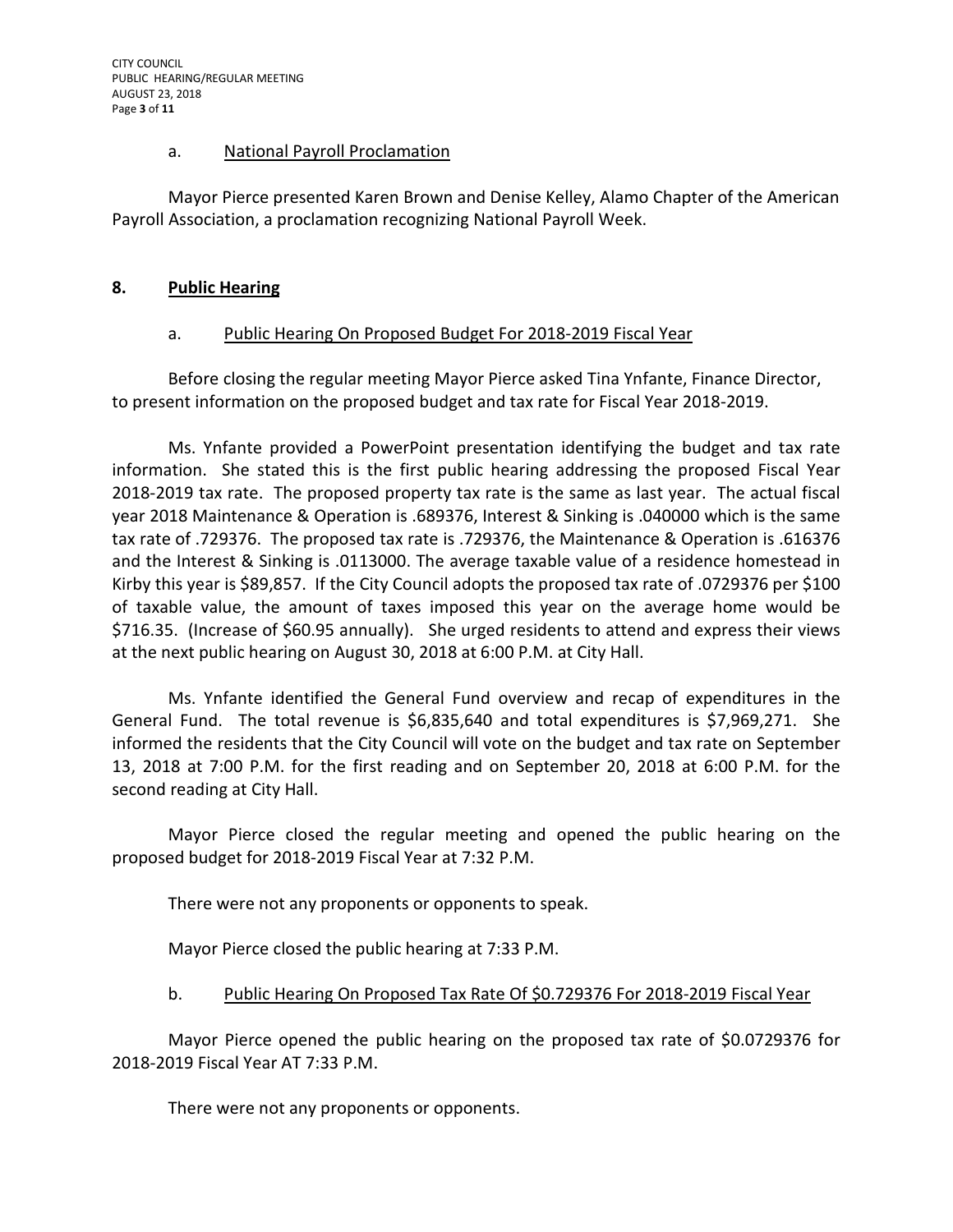a. National Payroll Proclamation

Mayor Pierce presented Karen Brown and Denise Kelley, Alamo Chapter of the American Payroll Association, a proclamation recognizing National Payroll Week.

**8. Public Hearing**

a. Public Hearing On Proposed Budget For 2018-2019 Fiscal Year

Before closing the regular meeting Mayor Pierce asked Tina Ynfante, Finance Director, to present information on the proposed budget and tax rate for Fiscal Year 2018-2019.

Ms. Ynfante provided a PowerPoint presentation identifying the budget and tax rate information. She stated this is the first public hearing addressing the proposed Fiscal Year 2018-2019 tax rate. The proposed property tax rate is the same as last year. The actual fiscal year 2018 Maintenance & Operation is .689376, Interest & Sinking is .040000 which is the same tax rate of .729376. The proposed tax rate is .729376, the Maintenance & Operation is .616376 and the Interest & Sinking is .0113000. The average taxable value of a residence homestead in Kirby this year is $89,857. If the City Council adopts the proposed tax rate of .0729376 per $100 of taxable value, the amount of taxes imposed this year on the average home would be $716.35. (Increase of $60.95 annually). She urged residents to attend and express their views at the next public hearing on August 30, 2018 at 6:00 P.M. at City Hall.

Ms. Ynfante identified the General Fund overview and recap of expenditures in the General Fund. The total revenue is $6,835,640 and total expenditures is $7,969,271. She informed the residents that the City Council will vote on the budget and tax rate on September 13, 2018 at 7:00 P.M. for the first reading and on September 20, 2018 at 6:00 P.M. for the second reading at City Hall.

Mayor Pierce closed the regular meeting and opened the public hearing on the proposed budget for 2018-2019 Fiscal Year at 7:32 P.M.

There were not any proponents or opponents to speak.

Mayor Pierce closed the public hearing at 7:33 P.M.

b. Public Hearing On Proposed Tax Rate Of $0.729376 For 2018-2019 Fiscal Year

Mayor Pierce opened the public hearing on the proposed tax rate of $0.0729376 for 2018-2019 Fiscal Year AT 7:33 P.M.

There were not any proponents or opponents.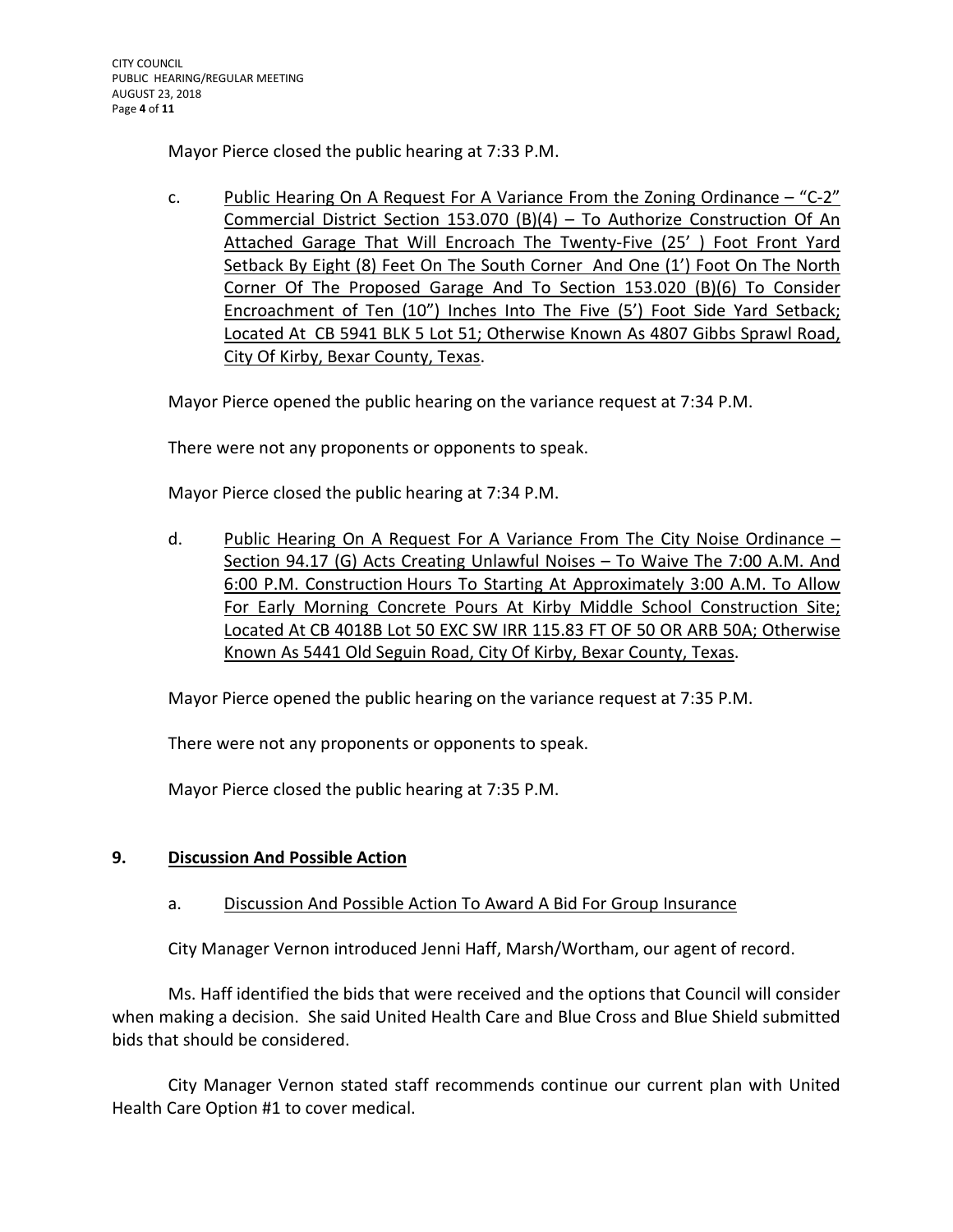Mayor Pierce closed the public hearing at 7:33 P.M.

c. Public Hearing On A Request For A Variance From the Zoning Ordinance – "C-2" Commercial District Section 153.070 (B)(4) – To Authorize Construction Of An Attached Garage That Will Encroach The Twenty-Five (25' ) Foot Front Yard Setback By Eight (8) Feet On The South Corner And One (1') Foot On The North Corner Of The Proposed Garage And To Section 153.020 (B)(6) To Consider Encroachment of Ten (10") Inches Into The Five (5') Foot Side Yard Setback; Located At CB 5941 BLK 5 Lot 51; Otherwise Known As 4807 Gibbs Sprawl Road, City Of Kirby, Bexar County, Texas.

Mayor Pierce opened the public hearing on the variance request at 7:34 P.M.

There were not any proponents or opponents to speak.

Mayor Pierce closed the public hearing at 7:34 P.M.

d. Public Hearing On A Request For A Variance From The City Noise Ordinance – Section 94.17 (G) Acts Creating Unlawful Noises – To Waive The 7:00 A.M. And 6:00 P.M. Construction Hours To Starting At Approximately 3:00 A.M. To Allow For Early Morning Concrete Pours At Kirby Middle School Construction Site; Located At CB 4018B Lot 50 EXC SW IRR 115.83 FT OF 50 OR ARB 50A; Otherwise Known As 5441 Old Seguin Road, City Of Kirby, Bexar County, Texas.

Mayor Pierce opened the public hearing on the variance request at 7:35 P.M.

There were not any proponents or opponents to speak.

Mayor Pierce closed the public hearing at 7:35 P.M.

## 9. Discussion And Possible Action

a. Discussion And Possible Action To Award A Bid For Group Insurance

City Manager Vernon introduced Jenni Haff, Marsh/Wortham, our agent of record.

Ms. Haff identified the bids that were received and the options that Council will consider when making a decision. She said United Health Care and Blue Cross and Blue Shield submitted bids that should be considered.

City Manager Vernon stated staff recommends continue our current plan with United Health Care Option #1 to cover medical.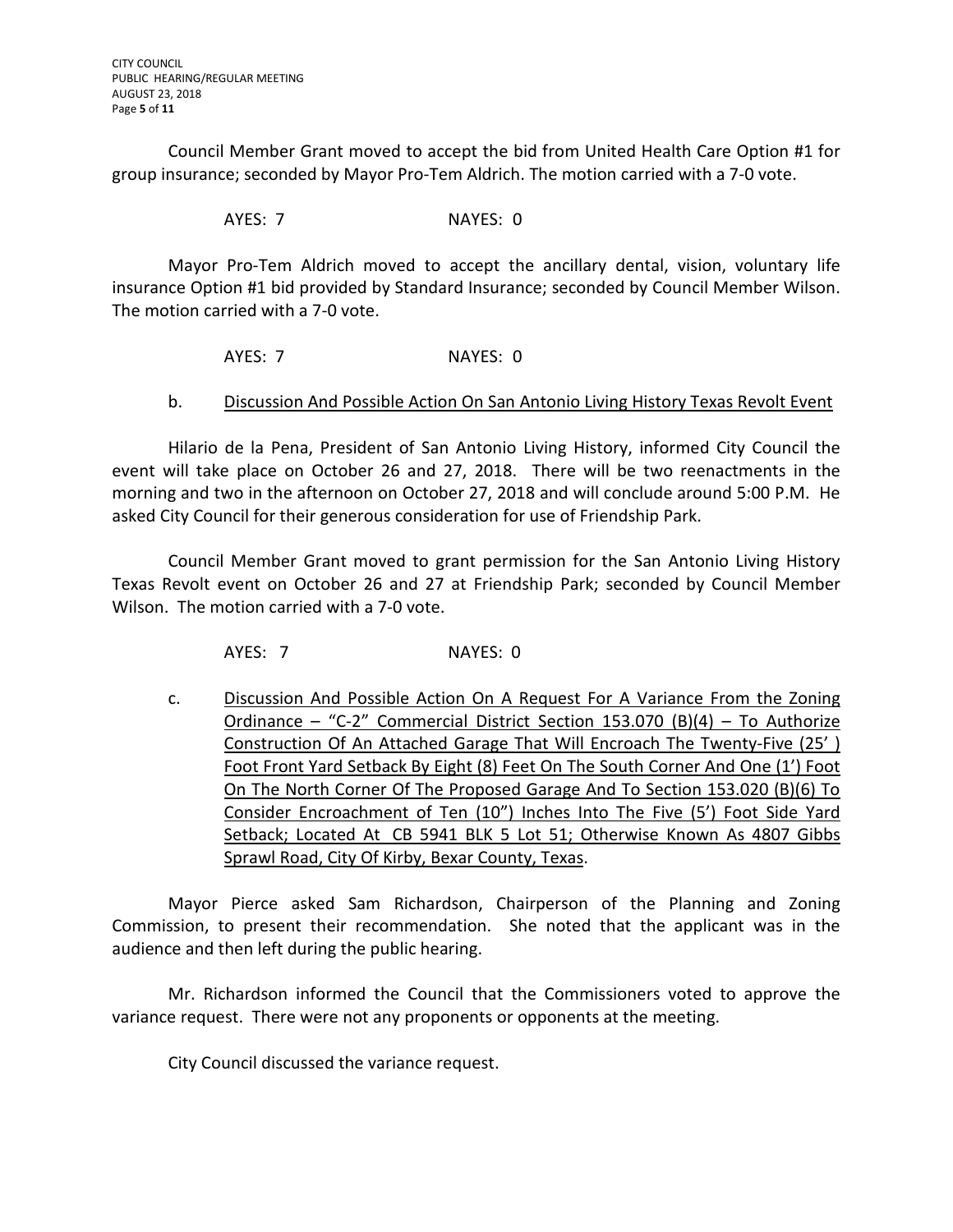Council Member Grant moved to accept the bid from United Health Care Option #1 for group insurance; seconded by Mayor Pro-Tem Aldrich. The motion carried with a 7-0 vote.

AYES: 7 NAYES: 0

Mayor Pro-Tem Aldrich moved to accept the ancillary dental, vision, voluntary life insurance Option #1 bid provided by Standard Insurance; seconded by Council Member Wilson. The motion carried with a 7-0 vote.

AYES: 7 NAYES: 0

b. Discussion And Possible Action On San Antonio Living History Texas Revolt Event

Hilario de la Pena, President of San Antonio Living History, informed City Council the event will take place on October 26 and 27, 2018. There will be two reenactments in the morning and two in the afternoon on October 27, 2018 and will conclude around 5:00 P.M. He asked City Council for their generous consideration for use of Friendship Park.

Council Member Grant moved to grant permission for the San Antonio Living History Texas Revolt event on October 26 and 27 at Friendship Park; seconded by Council Member Wilson. The motion carried with a 7-0 vote.

AYES: 7 NAYES: 0

c. Discussion And Possible Action On A Request For A Variance From the Zoning Ordinance – "C-2" Commercial District Section 153.070 (B)(4) – To Authorize Construction Of An Attached Garage That Will Encroach The Twenty-Five (25' ) Foot Front Yard Setback By Eight (8) Feet On The South Corner And One (1') Foot On The North Corner Of The Proposed Garage And To Section 153.020 (B)(6) To Consider Encroachment of Ten (10") Inches Into The Five (5') Foot Side Yard Setback; Located At CB 5941 BLK 5 Lot 51; Otherwise Known As 4807 Gibbs Sprawl Road, City Of Kirby, Bexar County, Texas.

Mayor Pierce asked Sam Richardson, Chairperson of the Planning and Zoning Commission, to present their recommendation. She noted that the applicant was in the audience and then left during the public hearing.

Mr. Richardson informed the Council that the Commissioners voted to approve the variance request. There were not any proponents or opponents at the meeting.

City Council discussed the variance request.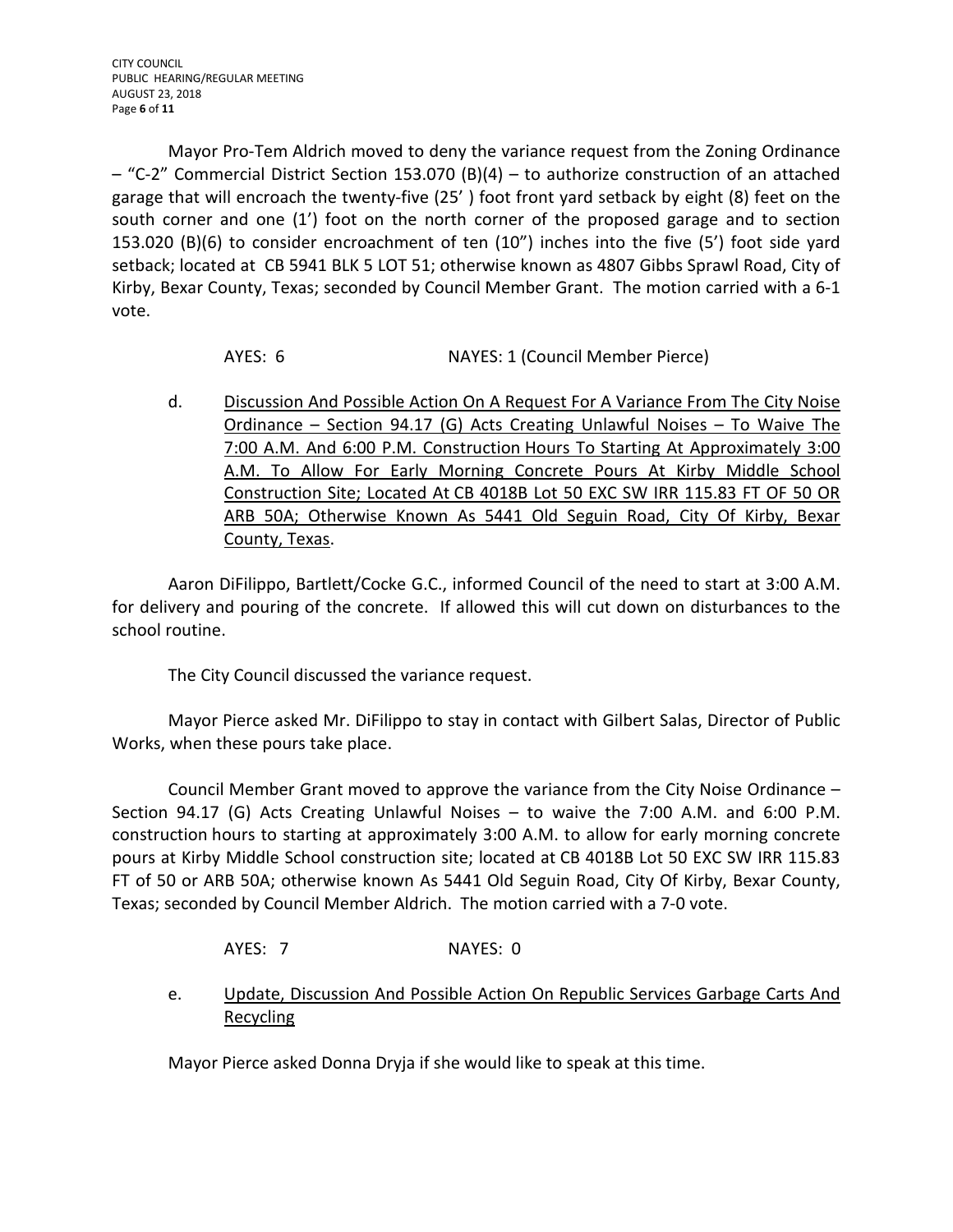Mayor Pro-Tem Aldrich moved to deny the variance request from the Zoning Ordinance – "C-2" Commercial District Section 153.070 (B)(4) – to authorize construction of an attached garage that will encroach the twenty-five (25' ) foot front yard setback by eight (8) feet on the south corner and one (1') foot on the north corner of the proposed garage and to section 153.020 (B)(6) to consider encroachment of ten (10") inches into the five (5') foot side yard setback; located at CB 5941 BLK 5 LOT 51; otherwise known as 4807 Gibbs Sprawl Road, City of Kirby, Bexar County, Texas; seconded by Council Member Grant. The motion carried with a 6-1 vote.

AYES: 6 NAYES: 1 (Council Member Pierce)

d. Discussion And Possible Action On A Request For A Variance From The City Noise Ordinance – Section 94.17 (G) Acts Creating Unlawful Noises – To Waive The 7:00 A.M. And 6:00 P.M. Construction Hours To Starting At Approximately 3:00 A.M. To Allow For Early Morning Concrete Pours At Kirby Middle School Construction Site; Located At CB 4018B Lot 50 EXC SW IRR 115.83 FT OF 50 OR ARB 50A; Otherwise Known As 5441 Old Seguin Road, City Of Kirby, Bexar County, Texas.

Aaron DiFilippo, Bartlett/Cocke G.C., informed Council of the need to start at 3:00 A.M. for delivery and pouring of the concrete. If allowed this will cut down on disturbances to the school routine.

The City Council discussed the variance request.

Mayor Pierce asked Mr. DiFilippo to stay in contact with Gilbert Salas, Director of Public Works, when these pours take place.

Council Member Grant moved to approve the variance from the City Noise Ordinance – Section 94.17 (G) Acts Creating Unlawful Noises – to waive the 7:00 A.M. and 6:00 P.M. construction hours to starting at approximately 3:00 A.M. to allow for early morning concrete pours at Kirby Middle School construction site; located at CB 4018B Lot 50 EXC SW IRR 115.83 FT of 50 or ARB 50A; otherwise known As 5441 Old Seguin Road, City Of Kirby, Bexar County, Texas; seconded by Council Member Aldrich. The motion carried with a 7-0 vote.

AYES: 7 NAYES: 0

e. Update, Discussion And Possible Action On Republic Services Garbage Carts And Recycling

Mayor Pierce asked Donna Dryja if she would like to speak at this time.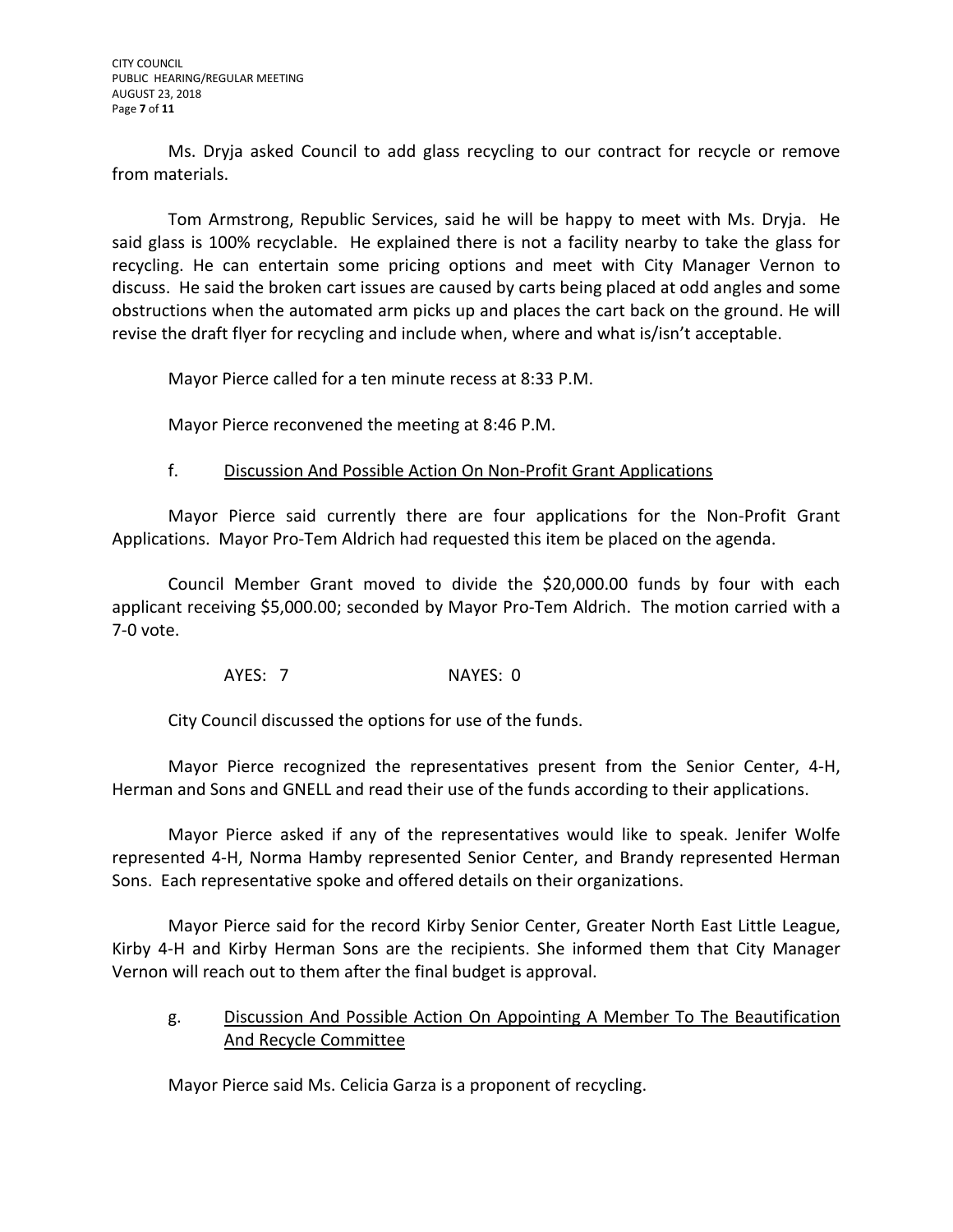Ms. Dryja asked Council to add glass recycling to our contract for recycle or remove from materials.

Tom Armstrong, Republic Services, said he will be happy to meet with Ms. Dryja. He said glass is 100% recyclable. He explained there is not a facility nearby to take the glass for recycling. He can entertain some pricing options and meet with City Manager Vernon to discuss. He said the broken cart issues are caused by carts being placed at odd angles and some obstructions when the automated arm picks up and places the cart back on the ground. He will revise the draft flyer for recycling and include when, where and what is/isn't acceptable.

Mayor Pierce called for a ten minute recess at 8:33 P.M.

Mayor Pierce reconvened the meeting at 8:46 P.M.

f. Discussion And Possible Action On Non-Profit Grant Applications

Mayor Pierce said currently there are four applications for the Non-Profit Grant Applications. Mayor Pro-Tem Aldrich had requested this item be placed on the agenda.

Council Member Grant moved to divide the $20,000.00 funds by four with each applicant receiving $5,000.00; seconded by Mayor Pro-Tem Aldrich. The motion carried with a 7-0 vote.

AYES: 7 NAYES: 0

City Council discussed the options for use of the funds.

Mayor Pierce recognized the representatives present from the Senior Center, 4-H, Herman and Sons and GNELL and read their use of the funds according to their applications.

Mayor Pierce asked if any of the representatives would like to speak. Jenifer Wolfe represented 4-H, Norma Hamby represented Senior Center, and Brandy represented Herman Sons. Each representative spoke and offered details on their organizations.

Mayor Pierce said for the record Kirby Senior Center, Greater North East Little League, Kirby 4-H and Kirby Herman Sons are the recipients. She informed them that City Manager Vernon will reach out to them after the final budget is approval.

g. Discussion And Possible Action On Appointing A Member To The Beautification And Recycle Committee

Mayor Pierce said Ms. Celicia Garza is a proponent of recycling.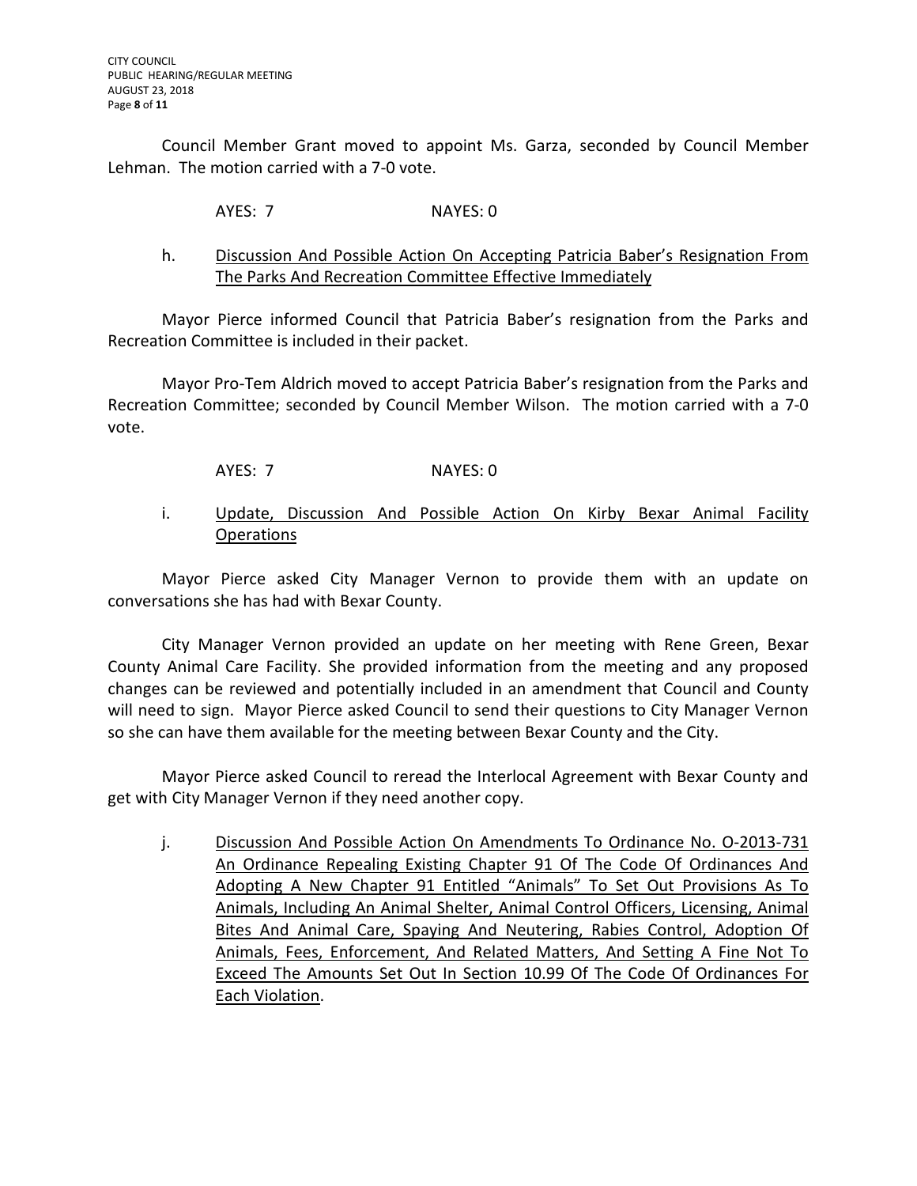Council Member Grant moved to appoint Ms. Garza, seconded by Council Member Lehman. The motion carried with a 7-0 vote.

AYES: 7 NAYES: 0

h. Discussion And Possible Action On Accepting Patricia Baber's Resignation From The Parks And Recreation Committee Effective Immediately

Mayor Pierce informed Council that Patricia Baber's resignation from the Parks and Recreation Committee is included in their packet.

Mayor Pro-Tem Aldrich moved to accept Patricia Baber's resignation from the Parks and Recreation Committee; seconded by Council Member Wilson. The motion carried with a 7-0 vote.

AYES: 7 NAYES: 0

i. Update, Discussion And Possible Action On Kirby Bexar Animal Facility Operations

Mayor Pierce asked City Manager Vernon to provide them with an update on conversations she has had with Bexar County.

City Manager Vernon provided an update on her meeting with Rene Green, Bexar County Animal Care Facility. She provided information from the meeting and any proposed changes can be reviewed and potentially included in an amendment that Council and County will need to sign. Mayor Pierce asked Council to send their questions to City Manager Vernon so she can have them available for the meeting between Bexar County and the City.

Mayor Pierce asked Council to reread the Interlocal Agreement with Bexar County and get with City Manager Vernon if they need another copy.

j. Discussion And Possible Action On Amendments To Ordinance No. O-2013-731 An Ordinance Repealing Existing Chapter 91 Of The Code Of Ordinances And Adopting A New Chapter 91 Entitled "Animals" To Set Out Provisions As To Animals, Including An Animal Shelter, Animal Control Officers, Licensing, Animal Bites And Animal Care, Spaying And Neutering, Rabies Control, Adoption Of Animals, Fees, Enforcement, And Related Matters, And Setting A Fine Not To Exceed The Amounts Set Out In Section 10.99 Of The Code Of Ordinances For Each Violation.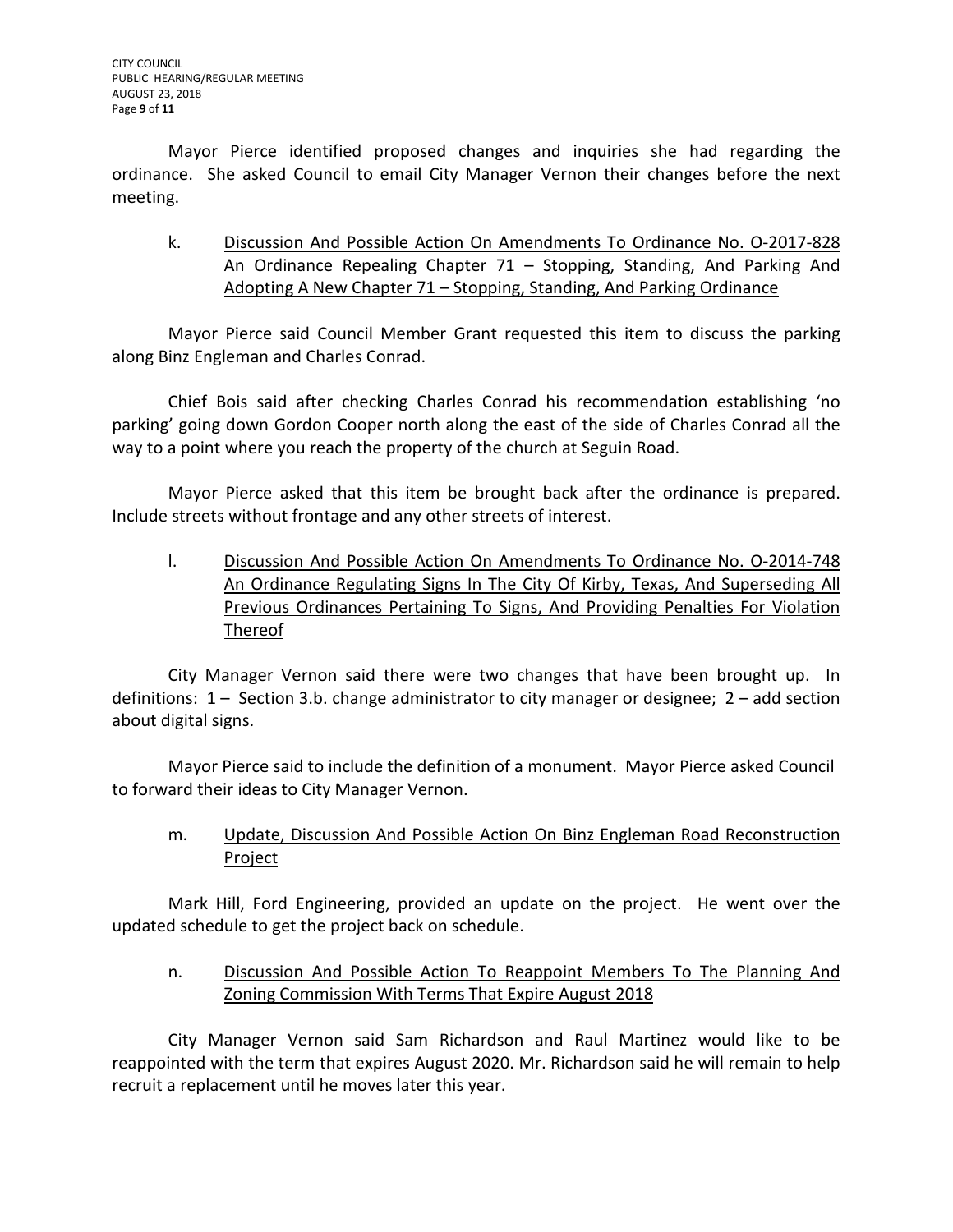Mayor Pierce identified proposed changes and inquiries she had regarding the ordinance. She asked Council to email City Manager Vernon their changes before the next meeting.

k. Discussion And Possible Action On Amendments To Ordinance No. O-2017-828 An Ordinance Repealing Chapter 71 – Stopping, Standing, And Parking And Adopting A New Chapter 71 – Stopping, Standing, And Parking Ordinance

Mayor Pierce said Council Member Grant requested this item to discuss the parking along Binz Engleman and Charles Conrad.

Chief Bois said after checking Charles Conrad his recommendation establishing 'no parking' going down Gordon Cooper north along the east of the side of Charles Conrad all the way to a point where you reach the property of the church at Seguin Road.

Mayor Pierce asked that this item be brought back after the ordinance is prepared. Include streets without frontage and any other streets of interest.

l. Discussion And Possible Action On Amendments To Ordinance No. O-2014-748 An Ordinance Regulating Signs In The City Of Kirby, Texas, And Superseding All Previous Ordinances Pertaining To Signs, And Providing Penalties For Violation Thereof

City Manager Vernon said there were two changes that have been brought up. In definitions: 1 – Section 3.b. change administrator to city manager or designee; 2 – add section about digital signs.

Mayor Pierce said to include the definition of a monument. Mayor Pierce asked Council to forward their ideas to City Manager Vernon.

m. Update, Discussion And Possible Action On Binz Engleman Road Reconstruction Project

Mark Hill, Ford Engineering, provided an update on the project. He went over the updated schedule to get the project back on schedule.

n. Discussion And Possible Action To Reappoint Members To The Planning And Zoning Commission With Terms That Expire August 2018

City Manager Vernon said Sam Richardson and Raul Martinez would like to be reappointed with the term that expires August 2020. Mr. Richardson said he will remain to help recruit a replacement until he moves later this year.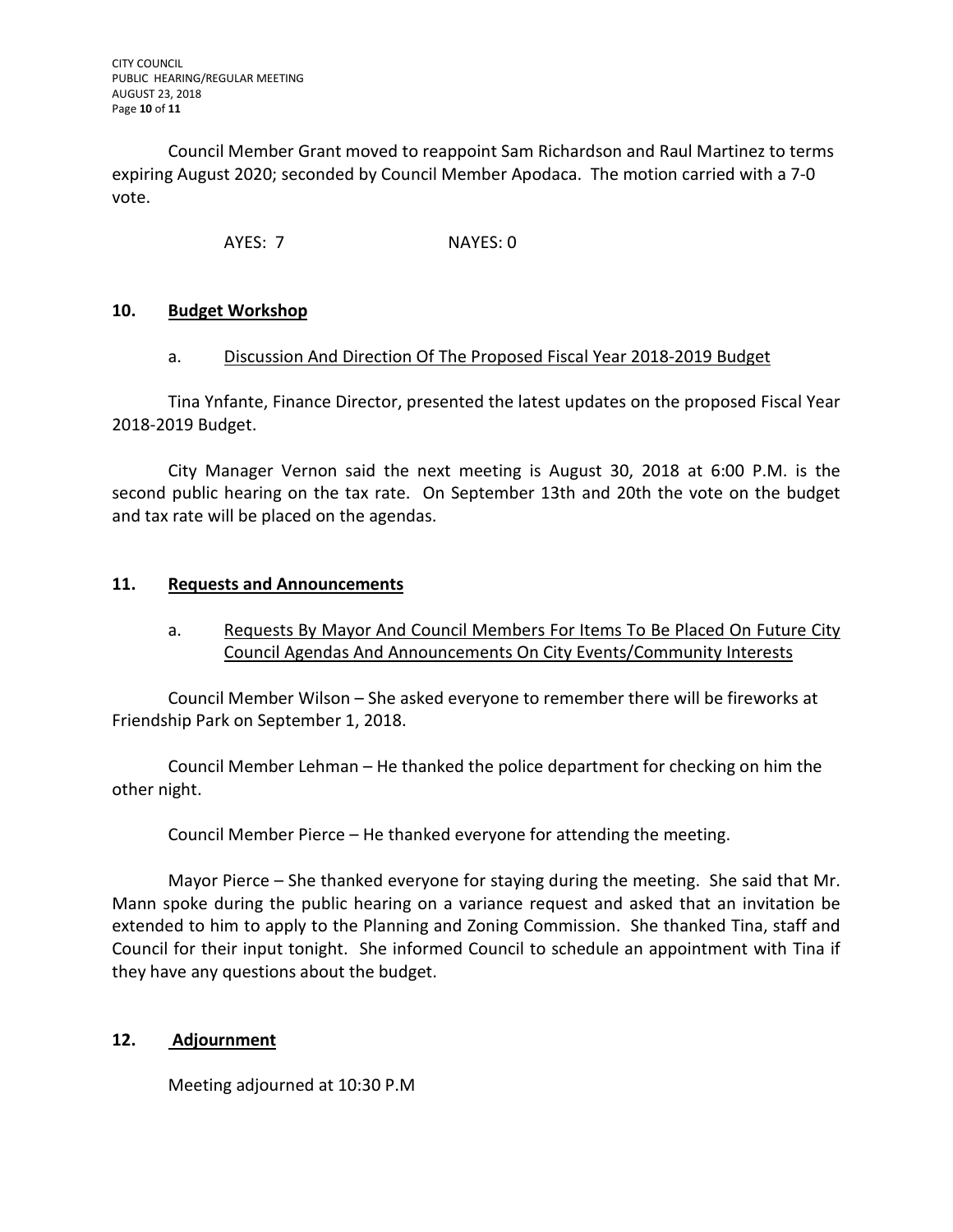Council Member Grant moved to reappoint Sam Richardson and Raul Martinez to terms expiring August 2020; seconded by Council Member Apodaca. The motion carried with a 7-0 vote.

AYES: 7 NAYES: 0

## 10. Budget Workshop

### a. Discussion And Direction Of The Proposed Fiscal Year 2018-2019 Budget

Tina Ynfante, Finance Director, presented the latest updates on the proposed Fiscal Year 2018-2019 Budget.

City Manager Vernon said the next meeting is August 30, 2018 at 6:00 P.M. is the second public hearing on the tax rate. On September 13th and 20th the vote on the budget and tax rate will be placed on the agendas.

## 11. Requests and Announcements

### a. Requests By Mayor And Council Members For Items To Be Placed On Future City Council Agendas And Announcements On City Events/Community Interests

Council Member Wilson – She asked everyone to remember there will be fireworks at Friendship Park on September 1, 2018.

Council Member Lehman – He thanked the police department for checking on him the other night.

Council Member Pierce – He thanked everyone for attending the meeting.

Mayor Pierce – She thanked everyone for staying during the meeting. She said that Mr. Mann spoke during the public hearing on a variance request and asked that an invitation be extended to him to apply to the Planning and Zoning Commission. She thanked Tina, staff and Council for their input tonight. She informed Council to schedule an appointment with Tina if they have any questions about the budget.

## 12. Adjournment

Meeting adjourned at 10:30 P.M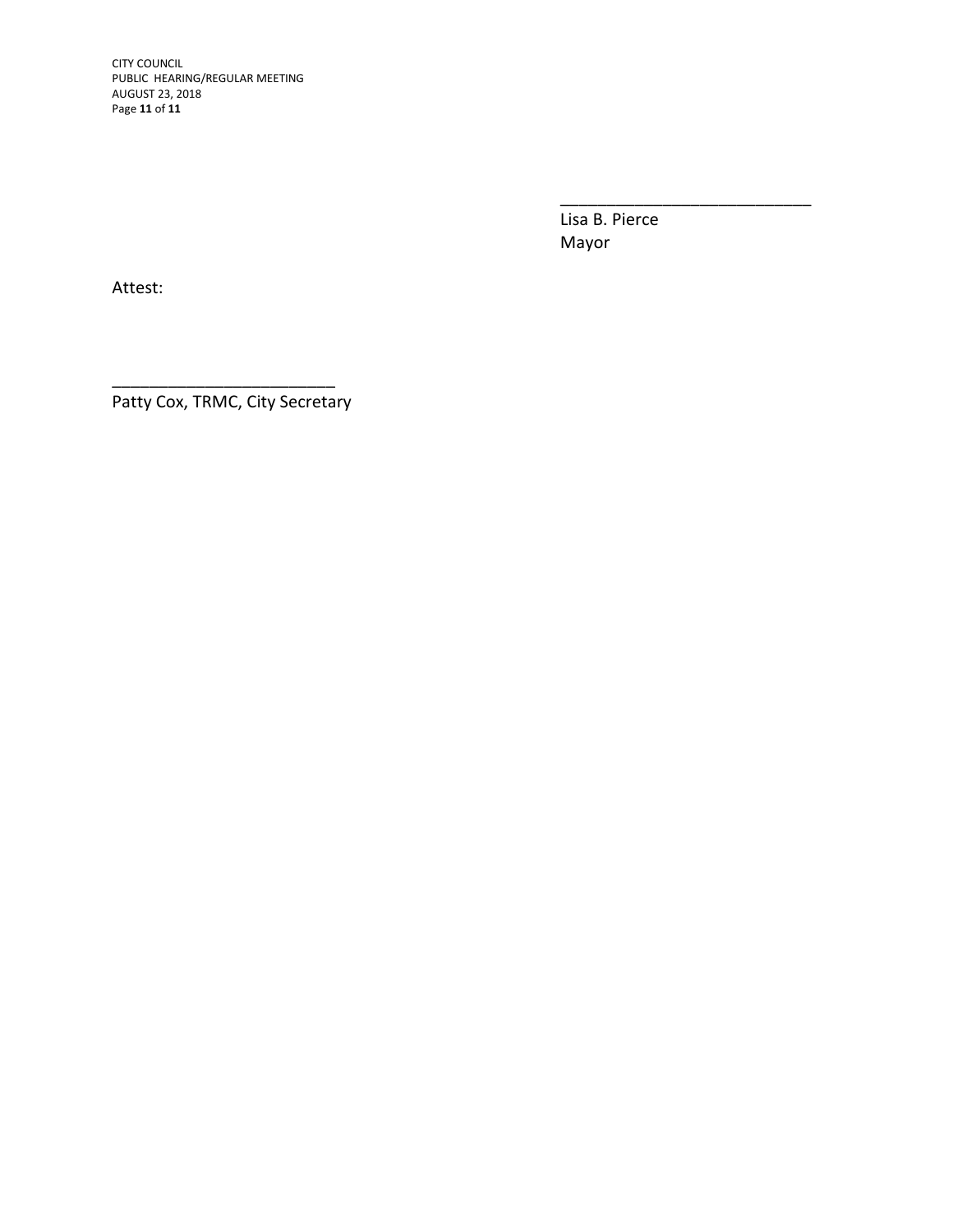\_\_\_\_\_\_\_\_\_\_\_\_\_\_\_\_\_\_\_\_\_\_\_\_\_\_\_\_\_\_

Lisa B. Pierce
Mayor

Attest:

\_\_\_\_\_\_\_\_\_\_\_\_\_\_\_\_\_\_\_\_\_\_\_\_\_\_\_

Patty Cox, TRMC, City Secretary